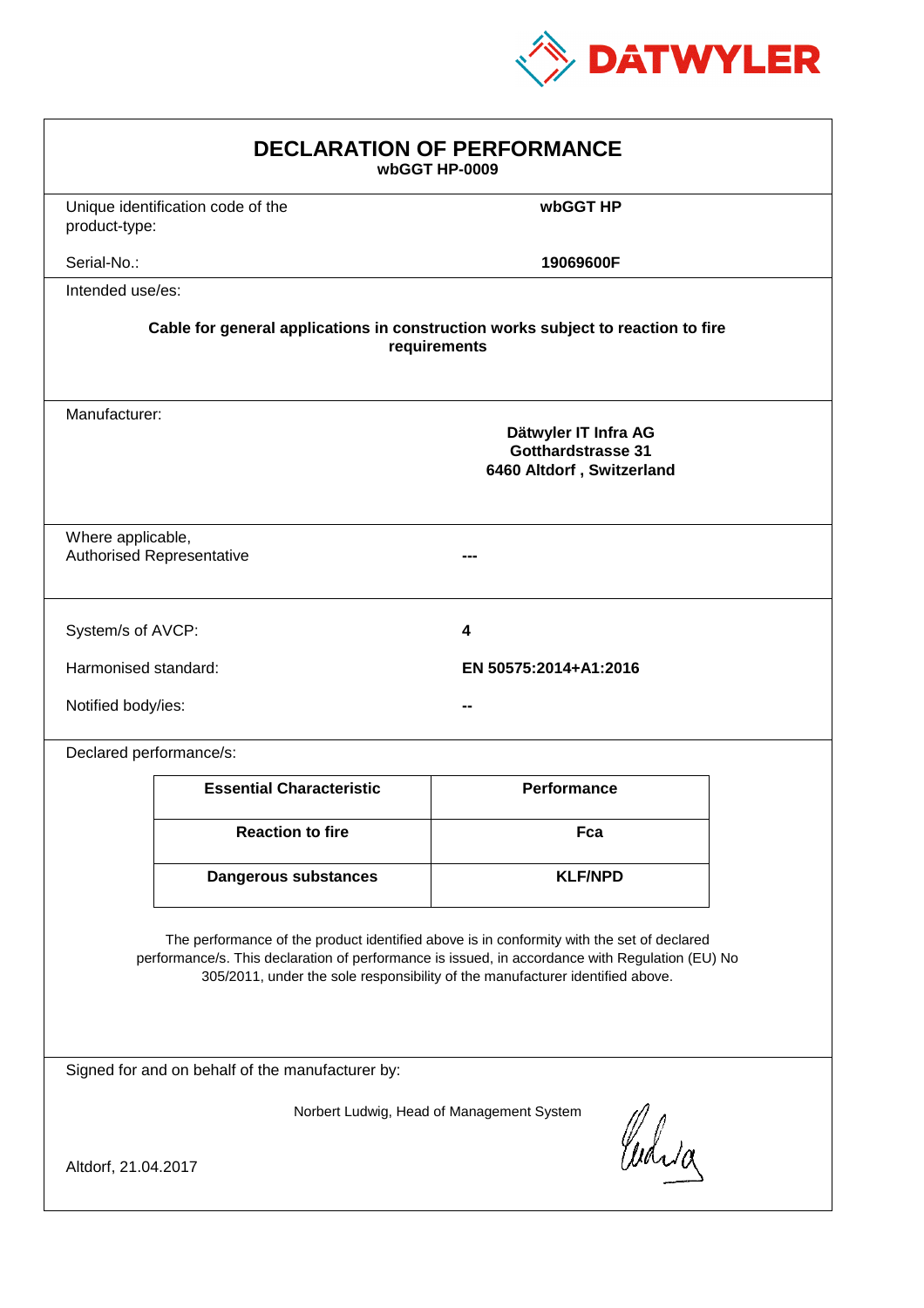DATWYLER

# DECLARATION OF PERFORMANCE

**wbGGT HP-0009**

Unique identification code of the product-type: **wbGGT HP**

Serial-No.: **19069600F**

Intended use/es:

**Cable for general applications in construction works subject to reaction to fire requirements**

Manufacturer:

**Dätwyler IT Infra AG**
**Gotthardstrasse 31**
**6460 Altdorf , Switzerland**

Where applicable,
Authorised Representative **---**

System/s of AVCP: **4**

Harmonised standard: **EN 50575:2014+A1:2016**

Notified body/ies: **--**

Declared performance/s:

| Essential Characteristic | Performance |
| --- | --- |
| **Reaction to fire** | **Fca** |
| **Dangerous substances** | **KLF/NPD** |

The performance of the product identified above is in conformity with the set of declared performance/s. This declaration of performance is issued, in accordance with Regulation (EU) No 305/2011, under the sole responsibility of the manufacturer identified above.

Signed for and on behalf of the manufacturer by:

Norbert Ludwig, Head of Management System

Altdorf, 21.04.2017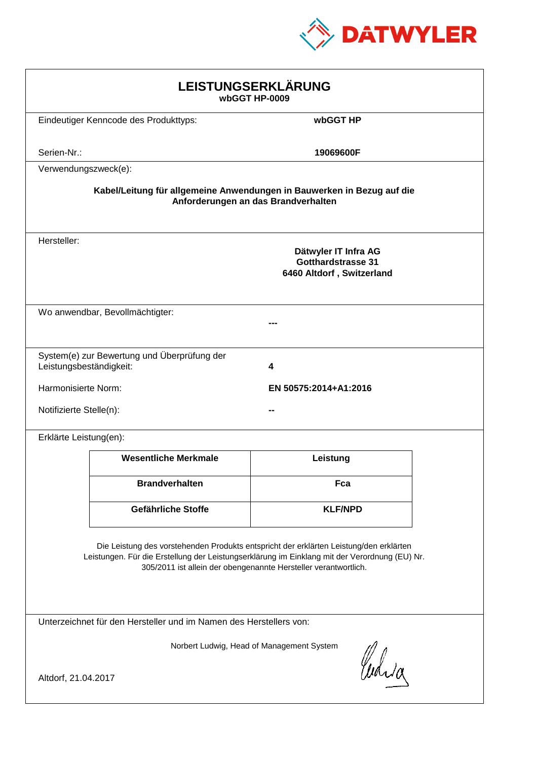DATWYLER

# LEISTUNGSERKLÄRUNG
**wbGGT HP-0009**

Eindeutiger Kenncode des Produkttyps: **wbGGT HP**

Serien-Nr.: **19069600F**

Verwendungszweck(e):

**Kabel/Leitung für allgemeine Anwendungen in Bauwerken in Bezug auf die Anforderungen an das Brandverhalten**

Hersteller:

**Dätwyler IT Infra AG**
**Gotthardstrasse 31**
**6460 Altdorf , Switzerland**

Wo anwendbar, Bevollmächtigter: **---**

System(e) zur Bewertung und Überprüfung der Leistungsbeständigkeit: **4**

Harmonisierte Norm: **EN 50575:2014+A1:2016**

Notifizierte Stelle(n): **--**

Erklärte Leistung(en):

| Wesentliche Merkmale | Leistung |
|---|---|
| **Brandverhalten** | **Fca** |
| **Gefährliche Stoffe** | **KLF/NPD** |

Die Leistung des vorstehenden Produkts entspricht der erklärten Leistung/den erklärten Leistungen. Für die Erstellung der Leistungserklärung im Einklang mit der Verordnung (EU) Nr. 305/2011 ist allein der obengenannte Hersteller verantwortlich.

Unterzeichnet für den Hersteller und im Namen des Herstellers von:

Norbert Ludwig, Head of Management System

Altdorf, 21.04.2017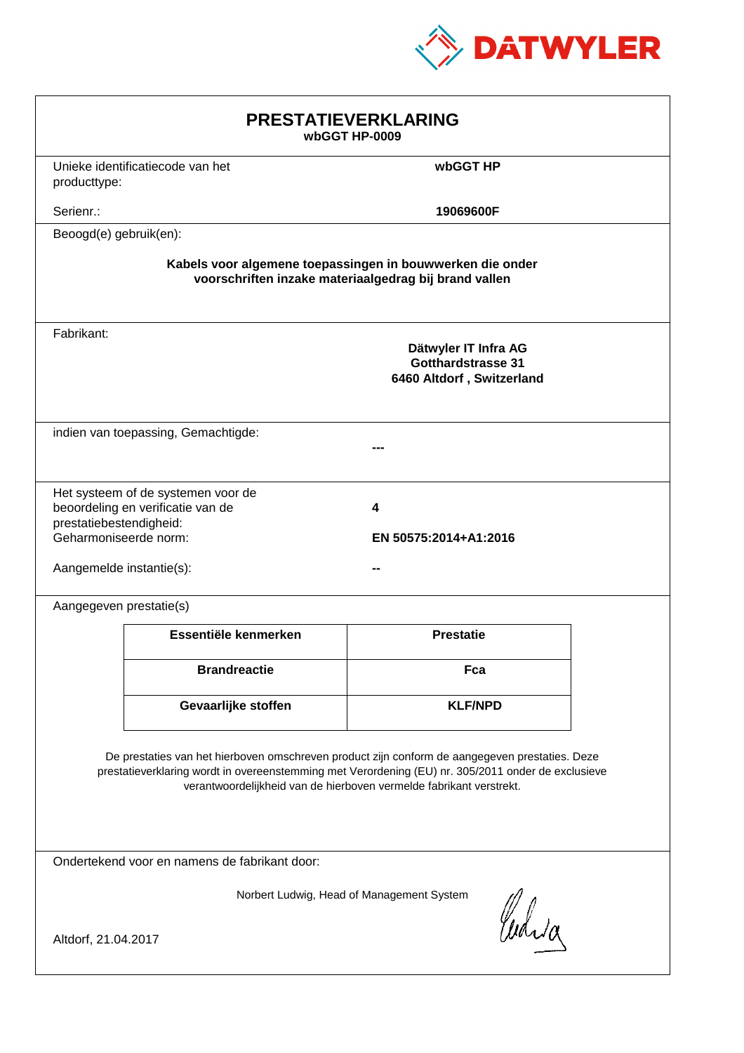DATWYLER

# PRESTATIEVERKLARING

**wbGGT HP-0009**

Unieke identificatiecode van het producttype: **wbGGT HP**

Serienr.: **19069600F**

Beoogd(e) gebruik(en):

**Kabels voor algemene toepassingen in bouwwerken die onder voorschriften inzake materiaalgedrag bij brand vallen**

Fabrikant:

**Dätwyler IT Infra AG**
**Gotthardstrasse 31**
**6460 Altdorf , Switzerland**

indien van toepassing, Gemachtigde: **---**

Het systeem of de systemen voor de beoordeling en verificatie van de prestatiebestendigheid: **4**

Geharmoniseerde norm: **EN 50575:2014+A1:2016**

Aangemelde instantie(s): **--**

Aangegeven prestatie(s)

| Essentiële kenmerken | Prestatie |
|---|---|
| **Brandreactie** | **Fca** |
| **Gevaarlijke stoffen** | **KLF/NPD** |

De prestaties van het hierboven omschreven product zijn conform de aangegeven prestaties. Deze prestatieverklaring wordt in overeenstemming met Verordening (EU) nr. 305/2011 onder de exclusieve verantwoordelijkheid van de hierboven vermelde fabrikant verstrekt.

Ondertekend voor en namens de fabrikant door:

Norbert Ludwig, Head of Management System

Altdorf, 21.04.2017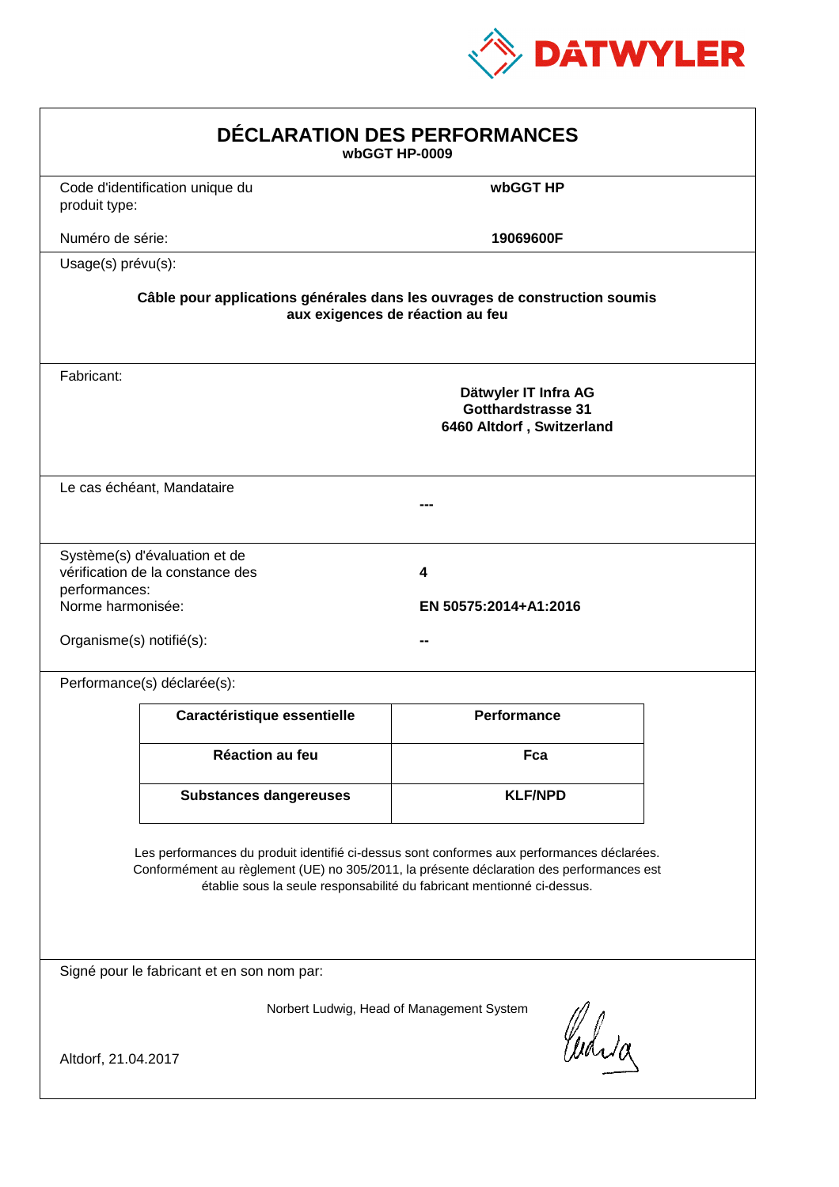DATWYLER

# DÉCLARATION DES PERFORMANCES

**wbGGT HP-0009**

Code d'identification unique du produit type: **wbGGT HP**

Numéro de série: **19069600F**

Usage(s) prévu(s):

**Câble pour applications générales dans les ouvrages de construction soumis aux exigences de réaction au feu**

Fabricant:

**Dätwyler IT Infra AG**
**Gotthardstrasse 31**
**6460 Altdorf , Switzerland**

Le cas échéant, Mandataire

**---**

Système(s) d'évaluation et de vérification de la constance des performances: **4**

Norme harmonisée: **EN 50575:2014+A1:2016**

Organisme(s) notifié(s): **--**

Performance(s) déclarée(s):

| Caractéristique essentielle | Performance |
|---|---|
| **Réaction au feu** | **Fca** |
| **Substances dangereuses** | **KLF/NPD** |

Les performances du produit identifié ci-dessus sont conformes aux performances déclarées. Conformément au règlement (UE) no 305/2011, la présente déclaration des performances est établie sous la seule responsabilité du fabricant mentionné ci-dessus.

Signé pour le fabricant et en son nom par:

Norbert Ludwig, Head of Management System

Altdorf, 21.04.2017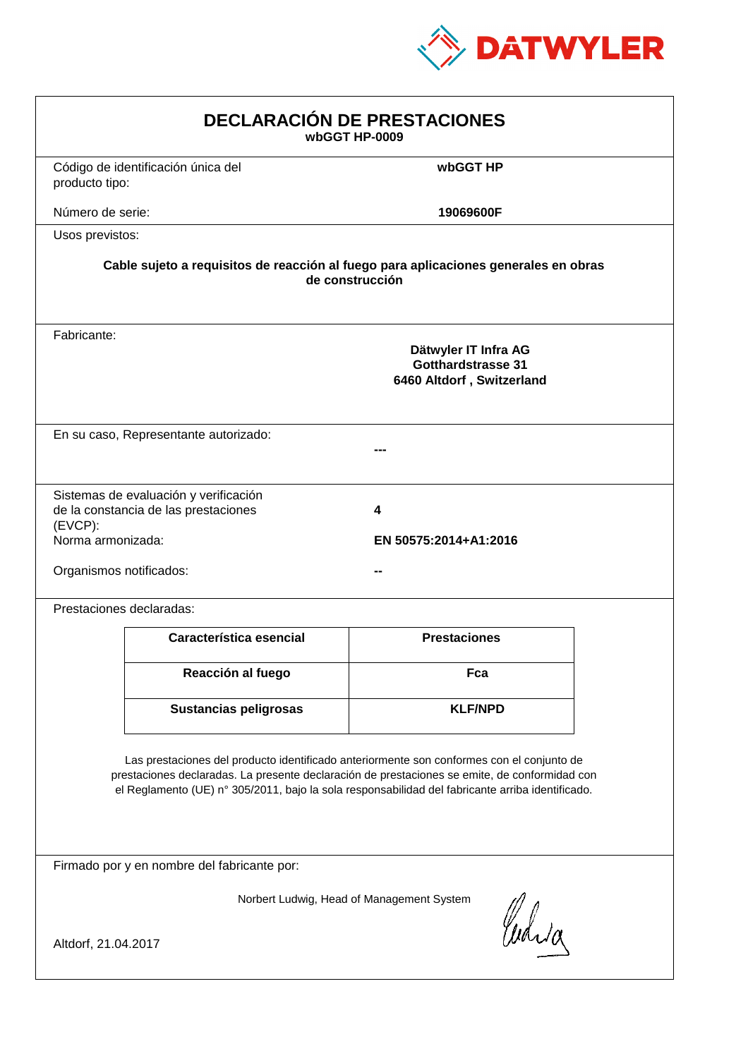DATWYLER

# DECLARACIÓN DE PRESTACIONES

**wbGGT HP-0009**

Código de identificación única del producto tipo: **wbGGT HP**

Número de serie: **19069600F**

Usos previstos:

**Cable sujeto a requisitos de reacción al fuego para aplicaciones generales en obras de construcción**

Fabricante:

**Dätwyler IT Infra AG**
**Gotthardstrasse 31**
**6460 Altdorf , Switzerland**

En su caso, Representante autorizado: **---**

Sistemas de evaluación y verificación de la constancia de las prestaciones (EVCP): **4**

Norma armonizada: **EN 50575:2014+A1:2016**

Organismos notificados: **--**

Prestaciones declaradas:

| Característica esencial | Prestaciones |
|---|---|
| **Reacción al fuego** | **Fca** |
| **Sustancias peligrosas** | **KLF/NPD** |

Las prestaciones del producto identificado anteriormente son conformes con el conjunto de prestaciones declaradas. La presente declaración de prestaciones se emite, de conformidad con el Reglamento (UE) n° 305/2011, bajo la sola responsabilidad del fabricante arriba identificado.

Firmado por y en nombre del fabricante por:

Norbert Ludwig, Head of Management System

Altdorf, 21.04.2017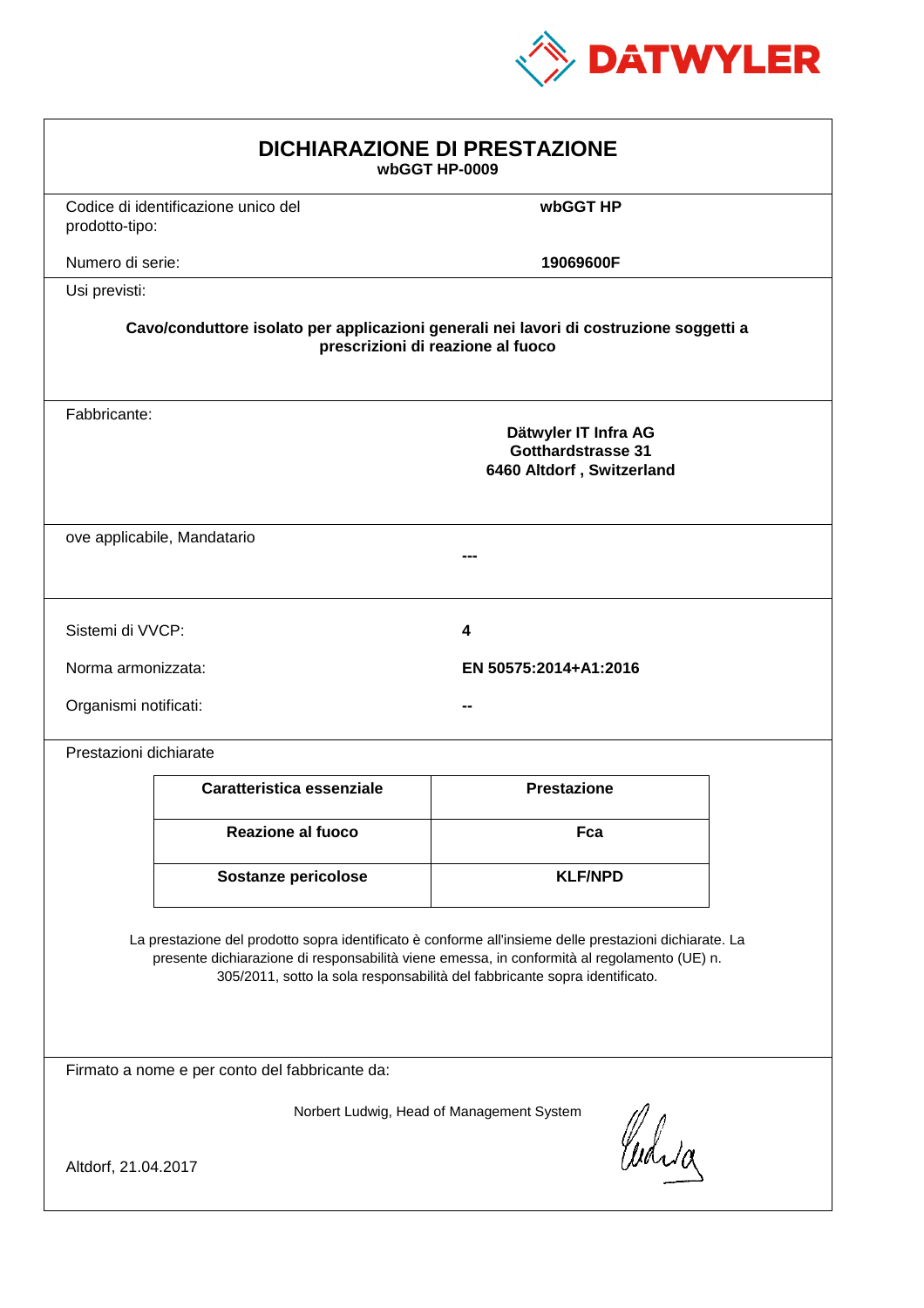DATWYLER

# DICHIARAZIONE DI PRESTAZIONE
**wbGGT HP-0009**

Codice di identificazione unico del prodotto-tipo: **wbGGT HP**

Numero di serie: **19069600F**

Usi previsti:

**Cavo/conduttore isolato per applicazioni generali nei lavori di costruzione soggetti a prescrizioni di reazione al fuoco**

Fabbricante:

**Dätwyler IT Infra AG**
**Gotthardstrasse 31**
**6460 Altdorf , Switzerland**

ove applicabile, Mandatario

**---**

Sistemi di VVCP: **4**

Norma armonizzata: **EN 50575:2014+A1:2016**

Organismi notificati: **--**

Prestazioni dichiarate

| Caratteristica essenziale | Prestazione |
|---|---|
| **Reazione al fuoco** | **Fca** |
| **Sostanze pericolose** | **KLF/NPD** |

La prestazione del prodotto sopra identificato è conforme all'insieme delle prestazioni dichiarate. La presente dichiarazione di responsabilità viene emessa, in conformità al regolamento (UE) n. 305/2011, sotto la sola responsabilità del fabbricante sopra identificato.

Firmato a nome e per conto del fabbricante da:

Norbert Ludwig, Head of Management System

Altdorf, 21.04.2017